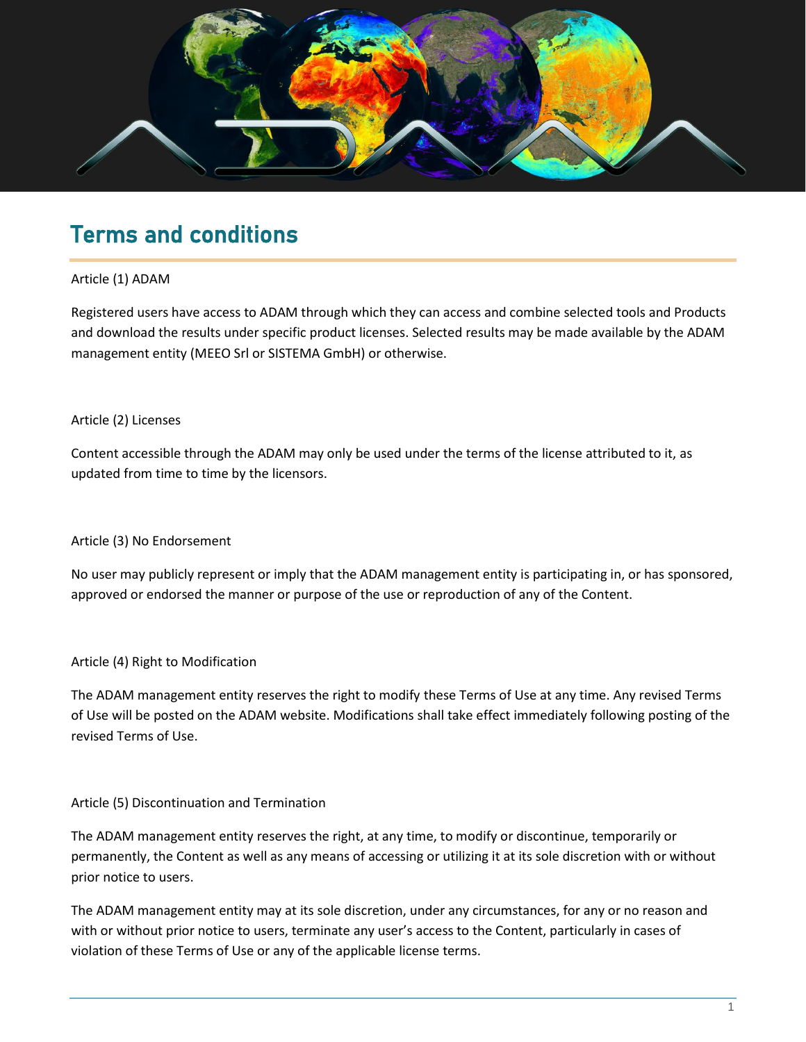# Terms and conditions

Article (1) ADAM

Registered users have access to ADAM through which they can access and combine selected tools and Products and download the results under specific product licenses. Selected results may be made available by the ADAM management entity (MEEO Srl or SISTEMA GmbH) or otherwise.

Article (2) Licenses

Content accessible through the ADAM may only be used under the terms of the license attributed to it, as updated from time to time by the licensors.

Article (3) No Endorsement

No user may publicly represent or imply that the ADAM management entity is participating in, or has sponsored, approved or endorsed the manner or purpose of the use or reproduction of any of the Content.

Article (4) Right to Modification

The ADAM management entity reserves the right to modify these Terms of Use at any time. Any revised Terms of Use will be posted on the ADAM website. Modifications shall take effect immediately following posting of the revised Terms of Use.

Article (5) Discontinuation and Termination

The ADAM management entity reserves the right, at any time, to modify or discontinue, temporarily or permanently, the Content as well as any means of accessing or utilizing it at its sole discretion with or without prior notice to users.

The ADAM management entity may at its sole discretion, under any circumstances, for any or no reason and with or without prior notice to users, terminate any user's access to the Content, particularly in cases of violation of these Terms of Use or any of the applicable license terms.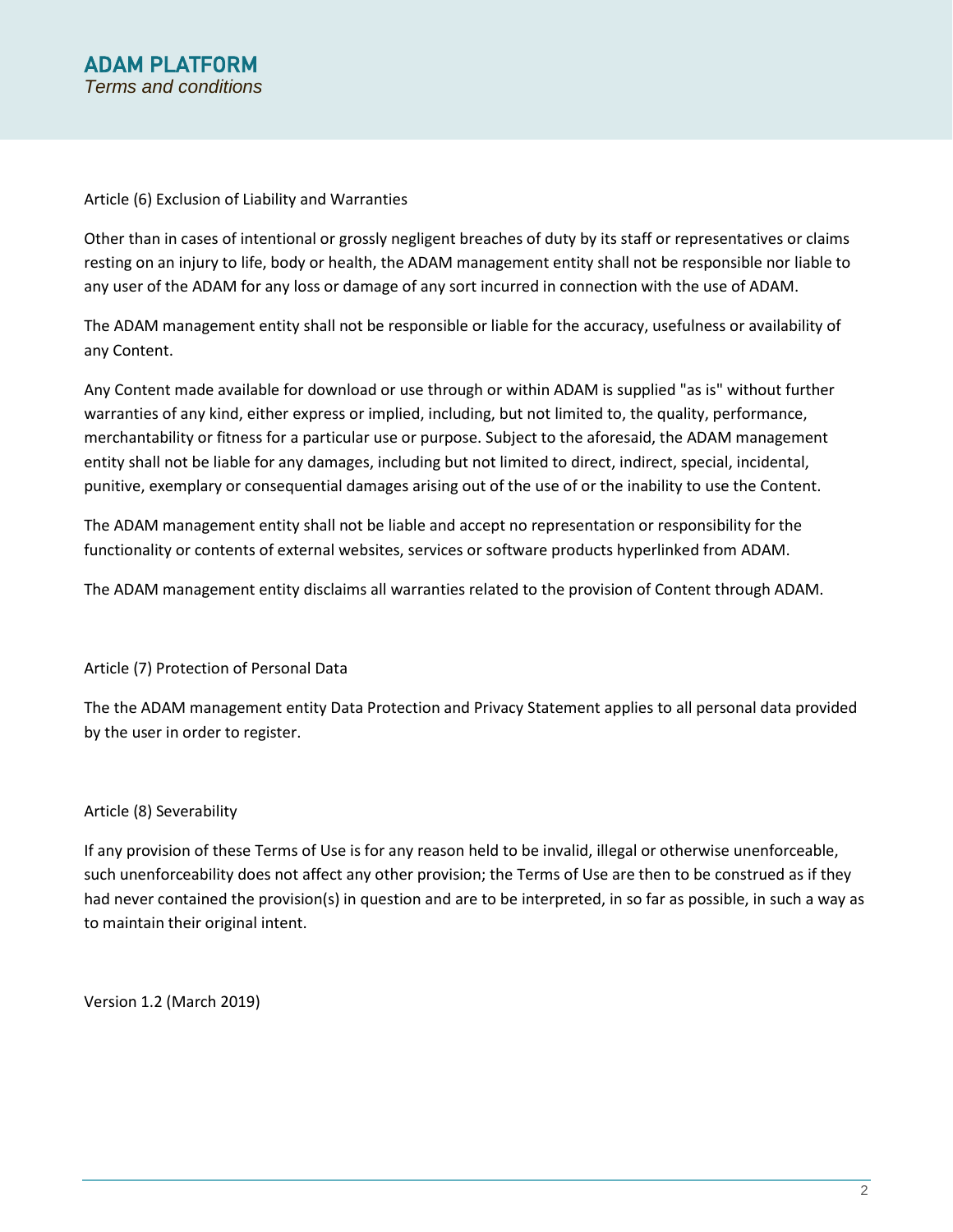### Article (6) Exclusion of Liability and Warranties

Other than in cases of intentional or grossly negligent breaches of duty by its staff or representatives or claims resting on an injury to life, body or health, the ADAM management entity shall not be responsible nor liable to any user of the ADAM for any loss or damage of any sort incurred in connection with the use of ADAM.

The ADAM management entity shall not be responsible or liable for the accuracy, usefulness or availability of any Content.

Any Content made available for download or use through or within ADAM is supplied "as is" without further warranties of any kind, either express or implied, including, but not limited to, the quality, performance, merchantability or fitness for a particular use or purpose. Subject to the aforesaid, the ADAM management entity shall not be liable for any damages, including but not limited to direct, indirect, special, incidental, punitive, exemplary or consequential damages arising out of the use of or the inability to use the Content.

The ADAM management entity shall not be liable and accept no representation or responsibility for the functionality or contents of external websites, services or software products hyperlinked from ADAM.

The ADAM management entity disclaims all warranties related to the provision of Content through ADAM.

### Article (7) Protection of Personal Data

The the ADAM management entity Data Protection and Privacy Statement applies to all personal data provided by the user in order to register.

### Article (8) Severability

If any provision of these Terms of Use is for any reason held to be invalid, illegal or otherwise unenforceable, such unenforceability does not affect any other provision; the Terms of Use are then to be construed as if they had never contained the provision(s) in question and are to be interpreted, in so far as possible, in such a way as to maintain their original intent.

Version 1.2 (March 2019)